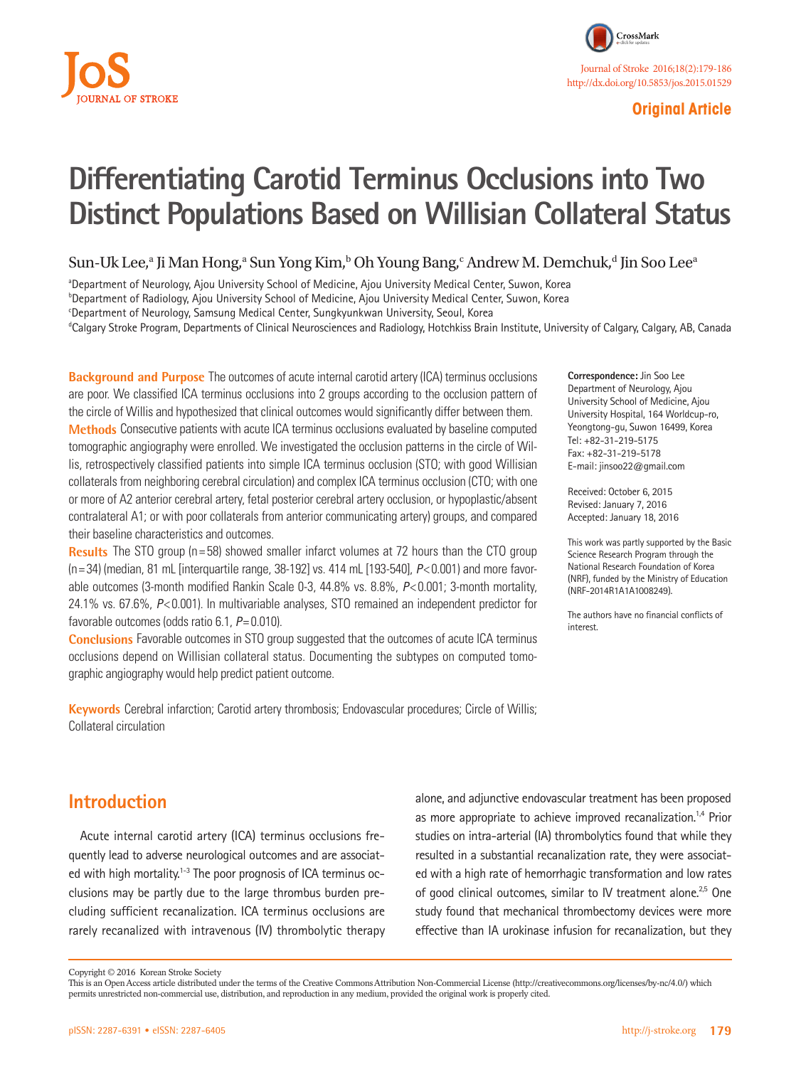Original Article

# Differentiating Carotid Terminus Occlusions into Two Distinct Populations Based on Willisian Collateral Status

Sun-Uk Lee,[a] Ji Man Hong,[a] Sun Yong Kim,[b] Oh Young Bang,[c] Andrew M. Demchuk,[d] Jin Soo Lee[a]

[a]Department of Neurology, Ajou University School of Medicine, Ajou University Medical Center, Suwon, Korea
[b]Department of Radiology, Ajou University School of Medicine, Ajou University Medical Center, Suwon, Korea
[c]Department of Neurology, Samsung Medical Center, Sungkyunkwan University, Seoul, Korea
[d]Calgary Stroke Program, Departments of Clinical Neurosciences and Radiology, Hotchkiss Brain Institute, University of Calgary, Calgary, AB, Canada

**Background and Purpose** The outcomes of acute internal carotid artery (ICA) terminus occlusions are poor. We classified ICA terminus occlusions into 2 groups according to the occlusion pattern of the circle of Willis and hypothesized that clinical outcomes would significantly differ between them.

**Methods** Consecutive patients with acute ICA terminus occlusions evaluated by baseline computed tomographic angiography were enrolled. We investigated the occlusion patterns in the circle of Willis, retrospectively classified patients into simple ICA terminus occlusion (STO; with good Willisian collaterals from neighboring cerebral circulation) and complex ICA terminus occlusion (CTO; with one or more of A2 anterior cerebral artery, fetal posterior cerebral artery occlusion, or hypoplastic/absent contralateral A1; or with poor collaterals from anterior communicating artery) groups, and compared their baseline characteristics and outcomes.

**Results** The STO group (n=58) showed smaller infarct volumes at 72 hours than the CTO group (n=34) (median, 81 mL [interquartile range, 38-192] vs. 414 mL [193-540], $P<0.001$) and more favorable outcomes (3-month modified Rankin Scale 0-3, 44.8% vs. 8.8%, $P<0.001$; 3-month mortality, 24.1% vs. 67.6%, $P<0.001$). In multivariable analyses, STO remained an independent predictor for favorable outcomes (odds ratio 6.1, $P=0.010$).

**Conclusions** Favorable outcomes in STO group suggested that the outcomes of acute ICA terminus occlusions depend on Willisian collateral status. Documenting the subtypes on computed tomographic angiography would help predict patient outcome.

**Keywords** Cerebral infarction; Carotid artery thrombosis; Endovascular procedures; Circle of Willis; Collateral circulation

**Correspondence:** Jin Soo Lee
Department of Neurology, Ajou University School of Medicine, Ajou University Hospital, 164 Worldcup-ro, Yeongtong-gu, Suwon 16499, Korea
Tel: +82-31-219-5175
Fax: +82-31-219-5178
E-mail: jinsoo22@gmail.com

Received: October 6, 2015
Revised: January 7, 2016
Accepted: January 18, 2016

This work was partly supported by the Basic Science Research Program through the National Research Foundation of Korea (NRF), funded by the Ministry of Education (NRF-2014R1A1A1008249).

The authors have no financial conflicts of interest.

## Introduction

Acute internal carotid artery (ICA) terminus occlusions frequently lead to adverse neurological outcomes and are associated with high mortality.[1-3] The poor prognosis of ICA terminus occlusions may be partly due to the large thrombus burden precluding sufficient recanalization. ICA terminus occlusions are rarely recanalized with intravenous (IV) thrombolytic therapy alone, and adjunctive endovascular treatment has been proposed as more appropriate to achieve improved recanalization.[1,4] Prior studies on intra-arterial (IA) thrombolytics found that while they resulted in a substantial recanalization rate, they were associated with a high rate of hemorrhagic transformation and low rates of good clinical outcomes, similar to IV treatment alone.[2,5] One study found that mechanical thrombectomy devices were more effective than IA urokinase infusion for recanalization, but they

Copyright © 2016 Korean Stroke Society
This is an Open Access article distributed under the terms of the Creative Commons Attribution Non-Commercial License (http://creativecommons.org/licenses/by-nc/4.0/) which permits unrestricted non-commercial use, distribution, and reproduction in any medium, provided the original work is properly cited.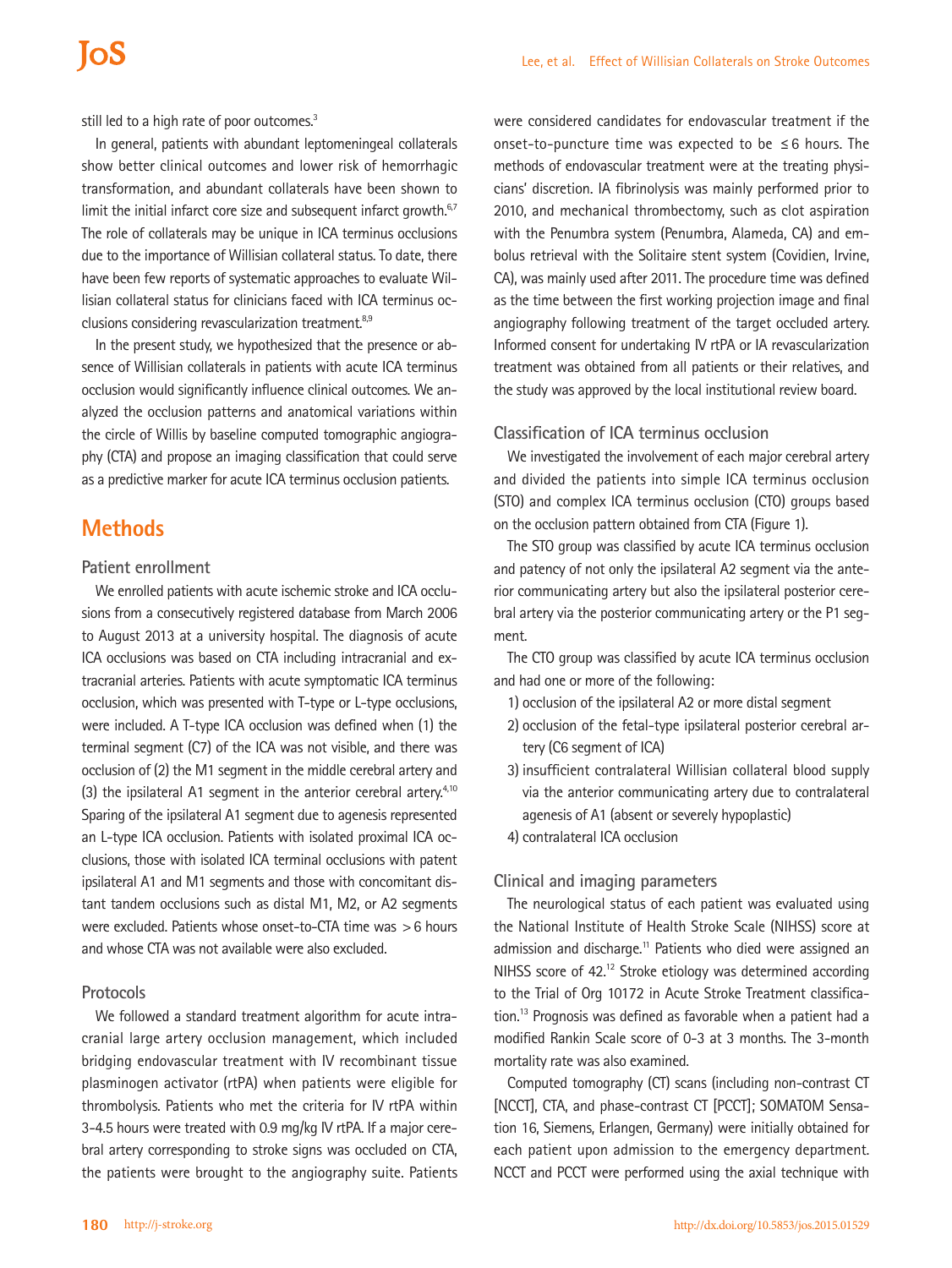still led to a high rate of poor outcomes.[3]

In general, patients with abundant leptomeningeal collaterals show better clinical outcomes and lower risk of hemorrhagic transformation, and abundant collaterals have been shown to limit the initial infarct core size and subsequent infarct growth.[6,7] The role of collaterals may be unique in ICA terminus occlusions due to the importance of Willisian collateral status. To date, there have been few reports of systematic approaches to evaluate Willisian collateral status for clinicians faced with ICA terminus occlusions considering revascularization treatment.[8,9]

In the present study, we hypothesized that the presence or absence of Willisian collaterals in patients with acute ICA terminus occlusion would significantly influence clinical outcomes. We analyzed the occlusion patterns and anatomical variations within the circle of Willis by baseline computed tomographic angiography (CTA) and propose an imaging classification that could serve as a predictive marker for acute ICA terminus occlusion patients.

## Methods

### Patient enrollment

We enrolled patients with acute ischemic stroke and ICA occlusions from a consecutively registered database from March 2006 to August 2013 at a university hospital. The diagnosis of acute ICA occlusions was based on CTA including intracranial and extracranial arteries. Patients with acute symptomatic ICA terminus occlusion, which was presented with T-type or L-type occlusions, were included. A T-type ICA occlusion was defined when (1) the terminal segment (C7) of the ICA was not visible, and there was occlusion of (2) the M1 segment in the middle cerebral artery and (3) the ipsilateral A1 segment in the anterior cerebral artery.[4,10] Sparing of the ipsilateral A1 segment due to agenesis represented an L-type ICA occlusion. Patients with isolated proximal ICA occlusions, those with isolated ICA terminal occlusions with patent ipsilateral A1 and M1 segments and those with concomitant distant tandem occlusions such as distal M1, M2, or A2 segments were excluded. Patients whose onset-to-CTA time was >6 hours and whose CTA was not available were also excluded.

### Protocols

We followed a standard treatment algorithm for acute intracranial large artery occlusion management, which included bridging endovascular treatment with IV recombinant tissue plasminogen activator (rtPA) when patients were eligible for thrombolysis. Patients who met the criteria for IV rtPA within 3-4.5 hours were treated with 0.9 mg/kg IV rtPA. If a major cerebral artery corresponding to stroke signs was occluded on CTA, the patients were brought to the angiography suite. Patients were considered candidates for endovascular treatment if the onset-to-puncture time was expected to be ≤6 hours. The methods of endovascular treatment were at the treating physicians' discretion. IA fibrinolysis was mainly performed prior to 2010, and mechanical thrombectomy, such as clot aspiration with the Penumbra system (Penumbra, Alameda, CA) and embolus retrieval with the Solitaire stent system (Covidien, Irvine, CA), was mainly used after 2011. The procedure time was defined as the time between the first working projection image and final angiography following treatment of the target occluded artery. Informed consent for undertaking IV rtPA or IA revascularization treatment was obtained from all patients or their relatives, and the study was approved by the local institutional review board.

### Classification of ICA terminus occlusion

We investigated the involvement of each major cerebral artery and divided the patients into simple ICA terminus occlusion (STO) and complex ICA terminus occlusion (CTO) groups based on the occlusion pattern obtained from CTA (Figure 1).

The STO group was classified by acute ICA terminus occlusion and patency of not only the ipsilateral A2 segment via the anterior communicating artery but also the ipsilateral posterior cerebral artery via the posterior communicating artery or the P1 segment.

The CTO group was classified by acute ICA terminus occlusion and had one or more of the following:

1) occlusion of the ipsilateral A2 or more distal segment
2) occlusion of the fetal-type ipsilateral posterior cerebral artery (C6 segment of ICA)
3) insufficient contralateral Willisian collateral blood supply via the anterior communicating artery due to contralateral agenesis of A1 (absent or severely hypoplastic)
4) contralateral ICA occlusion

### Clinical and imaging parameters

The neurological status of each patient was evaluated using the National Institute of Health Stroke Scale (NIHSS) score at admission and discharge.[11] Patients who died were assigned an NIHSS score of 42.[12] Stroke etiology was determined according to the Trial of Org 10172 in Acute Stroke Treatment classification.[13] Prognosis was defined as favorable when a patient had a modified Rankin Scale score of 0-3 at 3 months. The 3-month mortality rate was also examined.

Computed tomography (CT) scans (including non-contrast CT [NCCT], CTA, and phase-contrast CT [PCCT]; SOMATOM Sensation 16, Siemens, Erlangen, Germany) were initially obtained for each patient upon admission to the emergency department. NCCT and PCCT were performed using the axial technique with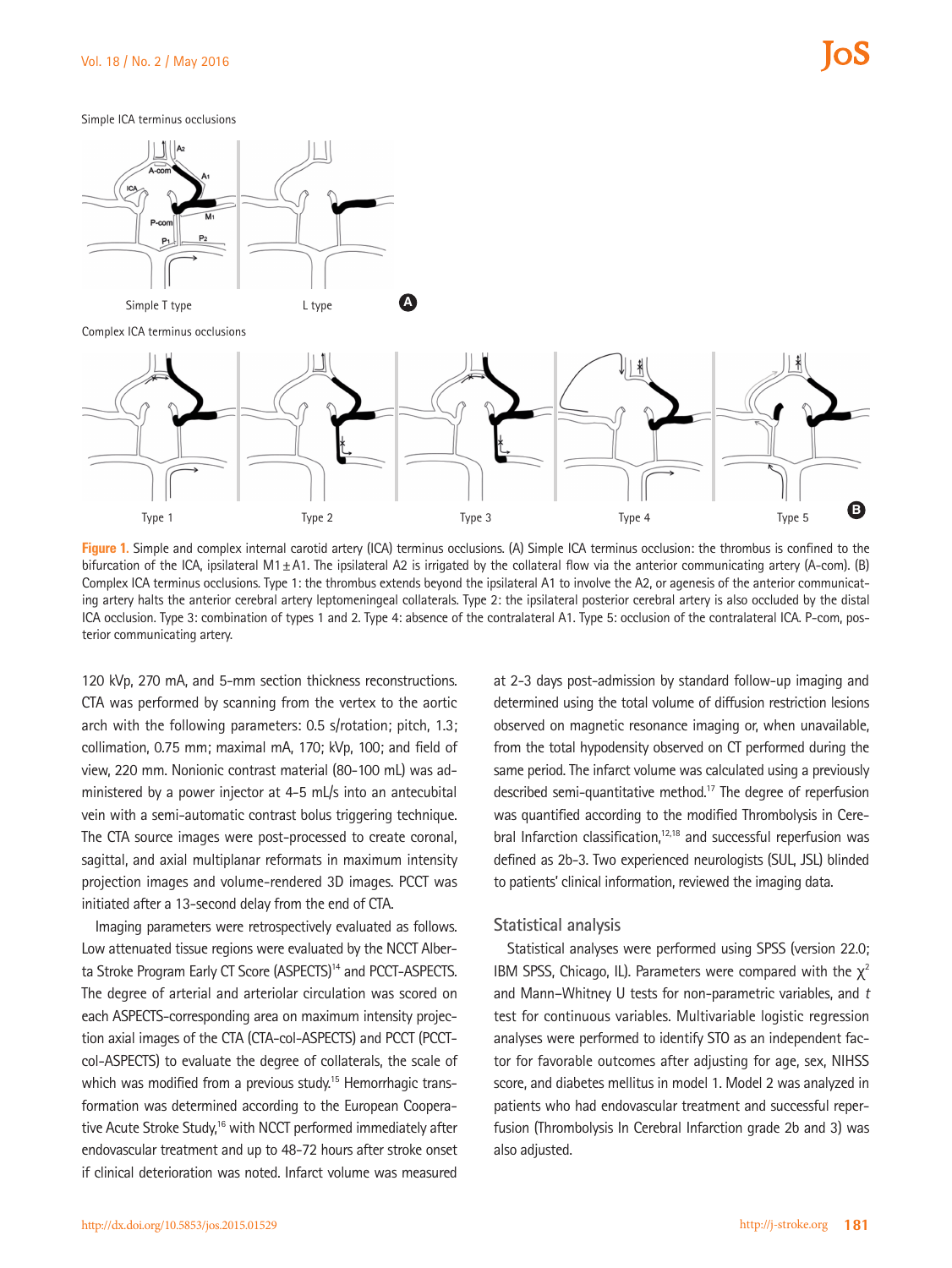Simple ICA terminus occlusions

Simple T type

L type

Complex ICA terminus occlusions

Type 1

Type 2

Type 3

Type 4

Type 5

**Figure 1.** Simple and complex internal carotid artery (ICA) terminus occlusions. (A) Simple ICA terminus occlusion: the thrombus is confined to the bifurcation of the ICA, ipsilateral M1±A1. The ipsilateral A2 is irrigated by the collateral flow via the anterior communicating artery (A-com). (B) Complex ICA terminus occlusions. Type 1: the thrombus extends beyond the ipsilateral A1 to involve the A2, or agenesis of the anterior communicating artery halts the anterior cerebral artery leptomeningeal collaterals. Type 2: the ipsilateral posterior cerebral artery is also occluded by the distal ICA occlusion. Type 3: combination of types 1 and 2. Type 4: absence of the contralateral A1. Type 5: occlusion of the contralateral ICA. P-com, posterior communicating artery.

120 kVp, 270 mA, and 5-mm section thickness reconstructions. CTA was performed by scanning from the vertex to the aortic arch with the following parameters: 0.5 s/rotation; pitch, 1.3; collimation, 0.75 mm; maximal mA, 170; kVp, 100; and field of view, 220 mm. Nonionic contrast material (80-100 mL) was administered by a power injector at 4-5 mL/s into an antecubital vein with a semi-automatic contrast bolus triggering technique. The CTA source images were post-processed to create coronal, sagittal, and axial multiplanar reformats in maximum intensity projection images and volume-rendered 3D images. PCCT was initiated after a 13-second delay from the end of CTA.

Imaging parameters were retrospectively evaluated as follows. Low attenuated tissue regions were evaluated by the NCCT Alberta Stroke Program Early CT Score (ASPECTS)[14] and PCCT-ASPECTS. The degree of arterial and arteriolar circulation was scored on each ASPECTS-corresponding area on maximum intensity projection axial images of the CTA (CTA-col-ASPECTS) and PCCT (PCCT-col-ASPECTS) to evaluate the degree of collaterals, the scale of which was modified from a previous study.[15] Hemorrhagic transformation was determined according to the European Cooperative Acute Stroke Study,[16] with NCCT performed immediately after endovascular treatment and up to 48-72 hours after stroke onset if clinical deterioration was noted. Infarct volume was measured at 2-3 days post-admission by standard follow-up imaging and determined using the total volume of diffusion restriction lesions observed on magnetic resonance imaging or, when unavailable, from the total hypodensity observed on CT performed during the same period. The infarct volume was calculated using a previously described semi-quantitative method.[17] The degree of reperfusion was quantified according to the modified Thrombolysis in Cerebral Infarction classification,[12,18] and successful reperfusion was defined as 2b-3. Two experienced neurologists (SUL, JSL) blinded to patients' clinical information, reviewed the imaging data.

## Statistical analysis

Statistical analyses were performed using SPSS (version 22.0; IBM SPSS, Chicago, IL). Parameters were compared with the $\chi^2$ and Mann–Whitney U tests for non-parametric variables, and *t* test for continuous variables. Multivariable logistic regression analyses were performed to identify STO as an independent factor for favorable outcomes after adjusting for age, sex, NIHSS score, and diabetes mellitus in model 1. Model 2 was analyzed in patients who had endovascular treatment and successful reperfusion (Thrombolysis In Cerebral Infarction grade 2b and 3) was also adjusted.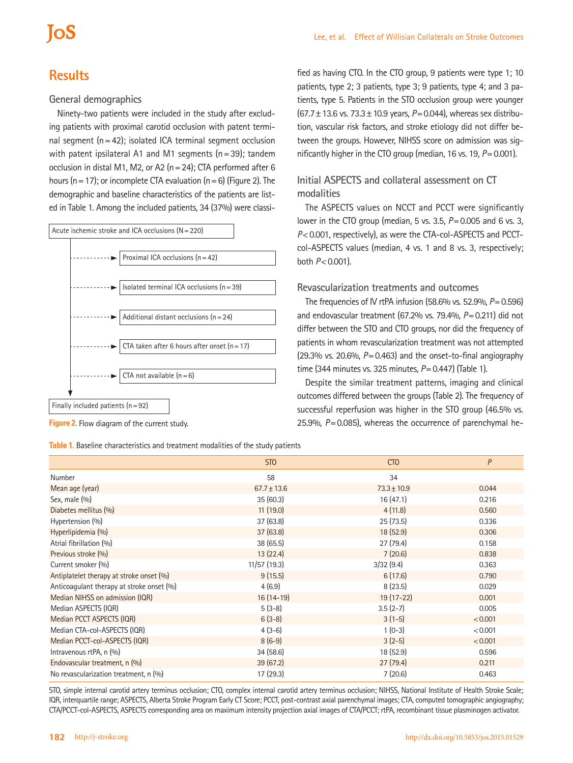## Results

### General demographics

Ninety-two patients were included in the study after excluding patients with proximal carotid occlusion with patent terminal segment (n = 42); isolated ICA terminal segment occlusion with patent ipsilateral A1 and M1 segments (n = 39); tandem occlusion in distal M1, M2, or A2 (n = 24); CTA performed after 6 hours (n = 17); or incomplete CTA evaluation (n = 6) (Figure 2). The demographic and baseline characteristics of the patients are listed in Table 1. Among the included patients, 34 (37%) were classified as having CTO. In the CTO group, 9 patients were type 1; 10 patients, type 2; 3 patients, type 3; 9 patients, type 4; and 3 patients, type 5. Patients in the STO occlusion group were younger (67.7 ± 13.6 vs. 73.3 ± 10.9 years, *P* = 0.044), whereas sex distribution, vascular risk factors, and stroke etiology did not differ between the groups. However, NIHSS score on admission was significantly higher in the CTO group (median, 16 vs. 19, *P* = 0.001).

Acute ischemic stroke and ICA occlusions (N = 220)
- Proximal ICA occlusions (n = 42)
- Isolated terminal ICA occlusions (n = 39)
- Additional distant occlusions (n = 24)
- CTA taken after 6 hours after onset (n = 17)
- CTA not available (n = 6)

Finally included patients (n = 92)

**Figure 2.** Flow diagram of the current study.

### Initial ASPECTS and collateral assessment on CT modalities

The ASPECTS values on NCCT and PCCT were significantly lower in the CTO group (median, 5 vs. 3.5, *P* = 0.005 and 6 vs. 3, *P* < 0.001, respectively), as were the CTA-col-ASPECTS and PCCT-col-ASPECTS values (median, 4 vs. 1 and 8 vs. 3, respectively; both *P* < 0.001).

### Revascularization treatments and outcomes

The frequencies of IV rtPA infusion (58.6% vs. 52.9%, *P* = 0.596) and endovascular treatment (67.2% vs. 79.4%, *P* = 0.211) did not differ between the STO and CTO groups, nor did the frequency of patients in whom revascularization treatment was not attempted (29.3% vs. 20.6%, *P* = 0.463) and the onset-to-final angiography time (344 minutes vs. 325 minutes, *P* = 0.447) (Table 1).

Despite the similar treatment patterns, imaging and clinical outcomes differed between the groups (Table 2). The frequency of successful reperfusion was higher in the STO group (46.5% vs. 25.9%, *P* = 0.085), whereas the occurrence of parenchymal he-

**Table 1.** Baseline characteristics and treatment modalities of the study patients

| | STO | CTO | *P* |
|---|---|---|---|
| Number | 58 | 34 | |
| Mean age (year) | 67.7 ± 13.6 | 73.3 ± 10.9 | 0.044 |
| Sex, male (%) | 35 (60.3) | 16 (47.1) | 0.216 |
| Diabetes mellitus (%) | 11 (19.0) | 4 (11.8) | 0.560 |
| Hypertension (%) | 37 (63.8) | 25 (73.5) | 0.336 |
| Hyperlipidemia (%) | 37 (63.8) | 18 (52.9) | 0.306 |
| Atrial fibrillation (%) | 38 (65.5) | 27 (79.4) | 0.158 |
| Previous stroke (%) | 13 (22.4) | 7 (20.6) | 0.838 |
| Current smoker (%) | 11/57 (19.3) | 3/32 (9.4) | 0.363 |
| Antiplatelet therapy at stroke onset (%) | 9 (15.5) | 6 (17.6) | 0.790 |
| Anticoagulant therapy at stroke onset (%) | 4 (6.9) | 8 (23.5) | 0.029 |
| Median NIHSS on admission (IQR) | 16 (14-19) | 19 (17-22) | 0.001 |
| Median ASPECTS (IQR) | 5 (3-8) | 3.5 (2-7) | 0.005 |
| Median PCCT ASPECTS (IQR) | 6 (3-8) | 3 (1-5) | < 0.001 |
| Median CTA-col-ASPECTS (IQR) | 4 (3-6) | 1 (0-3) | < 0.001 |
| Median PCCT-col-ASPECTS (IQR) | 8 (6-9) | 3 (2-5) | < 0.001 |
| Intravenous rtPA, n (%) | 34 (58.6) | 18 (52.9) | 0.596 |
| Endovascular treatment, n (%) | 39 (67.2) | 27 (79.4) | 0.211 |
| No revascularization treatment, n (%) | 17 (29.3) | 7 (20.6) | 0.463 |

STO, simple internal carotid artery terminus occlusion; CTO, complex internal carotid artery terminus occlusion; NIHSS, National Institute of Health Stroke Scale; IQR, interquartile range; ASPECTS, Alberta Stroke Program Early CT Score; PCCT, post-contrast axial parenchymal images; CTA, computed tomographic angiography; CTA/PCCT-col-ASPECTS, ASPECTS corresponding area on maximum intensity projection axial images of CTA/PCCT; rtPA, recombinant tissue plasminogen activator.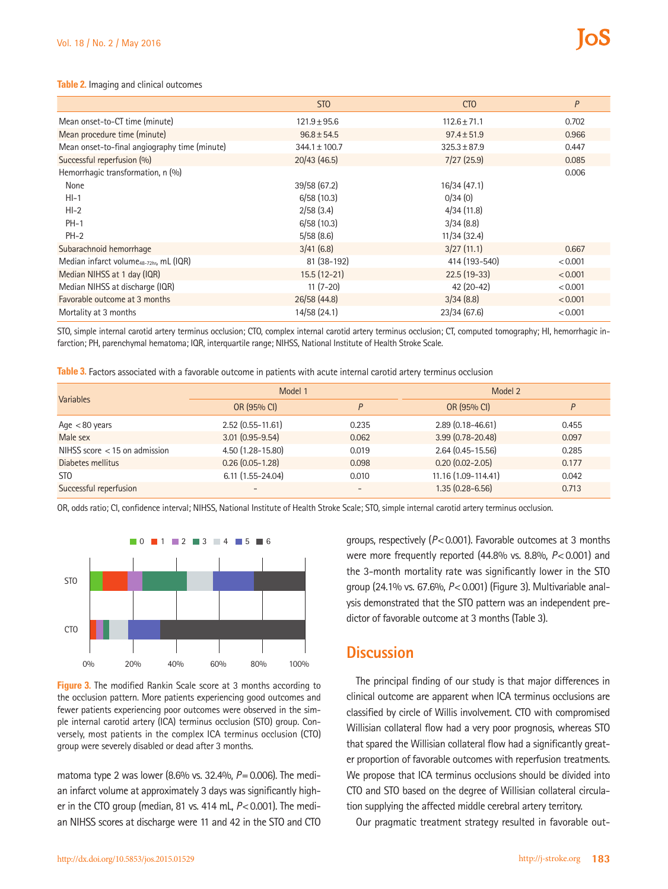**Table 2.** Imaging and clinical outcomes

| | STO | CTO | P |
|---|---|---|---|
| Mean onset-to-CT time (minute) | 121.9±95.6 | 112.6±71.1 | 0.702 |
| Mean procedure time (minute) | 96.8±54.5 | 97.4±51.9 | 0.966 |
| Mean onset-to-final angiography time (minute) | 344.1±100.7 | 325.3±87.9 | 0.447 |
| Successful reperfusion (%) | 20/43 (46.5) | 7/27 (25.9) | 0.085 |
| Hemorrhagic transformation, n (%) | | | 0.006 |
| None | 39/58 (67.2) | 16/34 (47.1) | |
| HI-1 | 6/58 (10.3) | 0/34 (0) | |
| HI-2 | 2/58 (3.4) | 4/34 (11.8) | |
| PH-1 | 6/58 (10.3) | 3/34 (8.8) | |
| PH-2 | 5/58 (8.6) | 11/34 (32.4) | |
| Subarachnoid hemorrhage | 3/41 (6.8) | 3/27 (11.1) | 0.667 |
| Median infarct volume$_{48\text{-}72hr}$, mL (IQR) | 81 (38-192) | 414 (193-540) | <0.001 |
| Median NIHSS at 1 day (IQR) | 15.5 (12-21) | 22.5 (19-33) | <0.001 |
| Median NIHSS at discharge (IQR) | 11 (7-20) | 42 (20-42) | <0.001 |
| Favorable outcome at 3 months | 26/58 (44.8) | 3/34 (8.8) | <0.001 |
| Mortality at 3 months | 14/58 (24.1) | 23/34 (67.6) | <0.001 |

STO, simple internal carotid artery terminus occlusion; CTO, complex internal carotid artery terminus occlusion; CT, computed tomography; HI, hemorrhagic infarction; PH, parenchymal hematoma; IQR, interquartile range; NIHSS, National Institute of Health Stroke Scale.

**Table 3.** Factors associated with a favorable outcome in patients with acute internal carotid artery terminus occlusion

| Variables | Model 1 | | Model 2 | |
|---|---|---|---|---|
| | OR (95% CI) | P | OR (95% CI) | P |
| Age <80 years | 2.52 (0.55-11.61) | 0.235 | 2.89 (0.18-46.61) | 0.455 |
| Male sex | 3.01 (0.95-9.54) | 0.062 | 3.99 (0.78-20.48) | 0.097 |
| NIHSS score <15 on admission | 4.50 (1.28-15.80) | 0.019 | 2.64 (0.45-15.56) | 0.285 |
| Diabetes mellitus | 0.26 (0.05-1.28) | 0.098 | 0.20 (0.02-2.05) | 0.177 |
| STO | 6.11 (1.55-24.04) | 0.010 | 11.16 (1.09-114.41) | 0.042 |
| Successful reperfusion | - | - | 1.35 (0.28-6.56) | 0.713 |

OR, odds ratio; CI, confidence interval; NIHSS, National Institute of Health Stroke Scale; STO, simple internal carotid artery terminus occlusion.

**Figure 3.** The modified Rankin Scale score at 3 months according to the occlusion pattern. More patients experiencing good outcomes and fewer patients experiencing poor outcomes were observed in the simple internal carotid artery (ICA) terminus occlusion (STO) group. Conversely, most patients in the complex ICA terminus occlusion (CTO) group were severely disabled or dead after 3 months.

matoma type 2 was lower (8.6% vs. 32.4%, $P=0.006$). The median infarct volume at approximately 3 days was significantly higher in the CTO group (median, 81 vs. 414 mL, $P<0.001$). The median NIHSS scores at discharge were 11 and 42 in the STO and CTO groups, respectively ($P<0.001$). Favorable outcomes at 3 months were more frequently reported (44.8% vs. 8.8%, $P<0.001$) and the 3-month mortality rate was significantly lower in the STO group (24.1% vs. 67.6%, $P<0.001$) (Figure 3). Multivariable analysis demonstrated that the STO pattern was an independent predictor of favorable outcome at 3 months (Table 3).

## Discussion

The principal finding of our study is that major differences in clinical outcome are apparent when ICA terminus occlusions are classified by circle of Willis involvement. CTO with compromised Willisian collateral flow had a very poor prognosis, whereas STO that spared the Willisian collateral flow had a significantly greater proportion of favorable outcomes with reperfusion treatments. We propose that ICA terminus occlusions should be divided into CTO and STO based on the degree of Willisian collateral circulation supplying the affected middle cerebral artery territory.

Our pragmatic treatment strategy resulted in favorable out-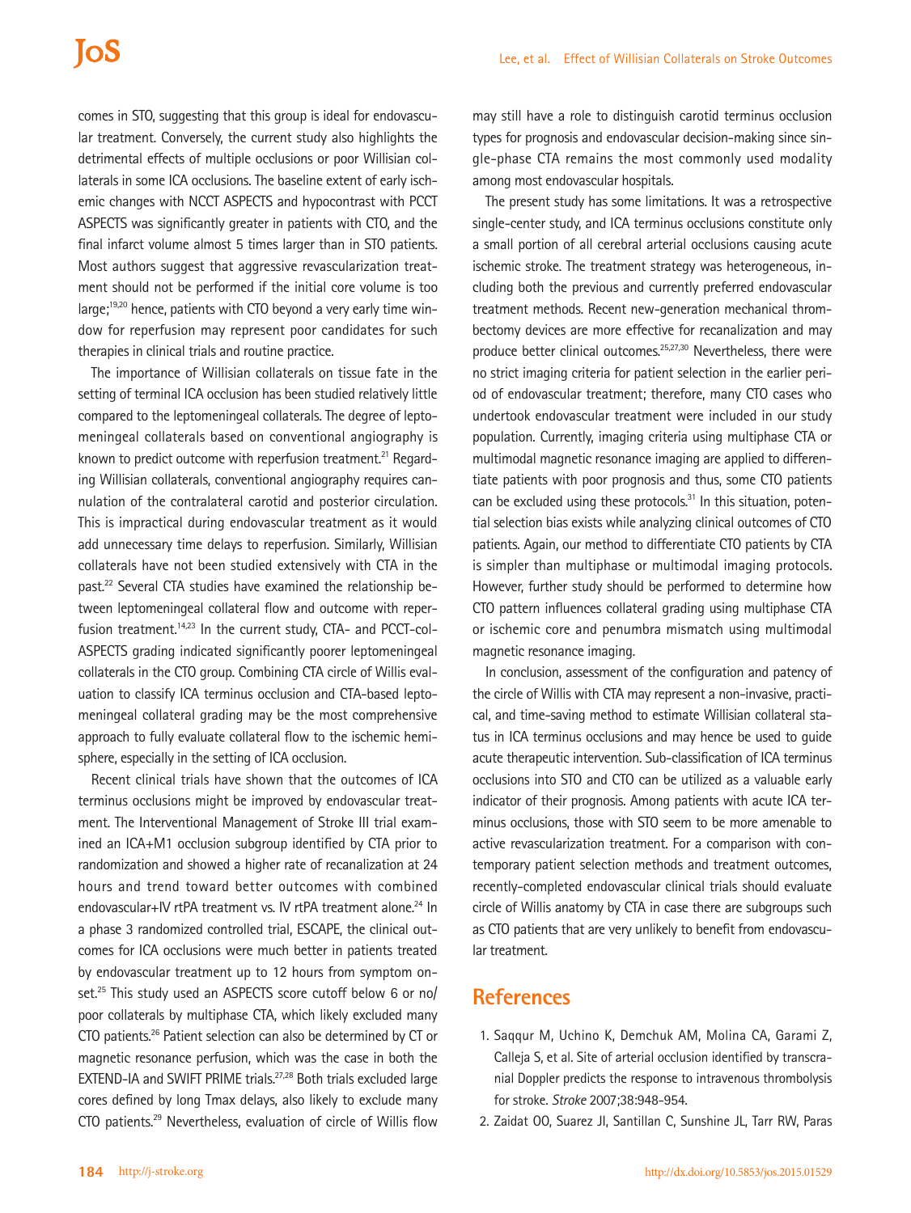comes in STO, suggesting that this group is ideal for endovascular treatment. Conversely, the current study also highlights the detrimental effects of multiple occlusions or poor Willisian collaterals in some ICA occlusions. The baseline extent of early ischemic changes with NCCT ASPECTS and hypocontrast with PCCT ASPECTS was significantly greater in patients with CTO, and the final infarct volume almost 5 times larger than in STO patients. Most authors suggest that aggressive revascularization treatment should not be performed if the initial core volume is too large;[19,20] hence, patients with CTO beyond a very early time window for reperfusion may represent poor candidates for such therapies in clinical trials and routine practice.

The importance of Willisian collaterals on tissue fate in the setting of terminal ICA occlusion has been studied relatively little compared to the leptomeningeal collaterals. The degree of leptomeningeal collaterals based on conventional angiography is known to predict outcome with reperfusion treatment.[21] Regarding Willisian collaterals, conventional angiography requires cannulation of the contralateral carotid and posterior circulation. This is impractical during endovascular treatment as it would add unnecessary time delays to reperfusion. Similarly, Willisian collaterals have not been studied extensively with CTA in the past.[22] Several CTA studies have examined the relationship between leptomeningeal collateral flow and outcome with reperfusion treatment.[14,23] In the current study, CTA- and PCCT-col-ASPECTS grading indicated significantly poorer leptomeningeal collaterals in the CTO group. Combining CTA circle of Willis evaluation to classify ICA terminus occlusion and CTA-based leptomeningeal collateral grading may be the most comprehensive approach to fully evaluate collateral flow to the ischemic hemisphere, especially in the setting of ICA occlusion.

Recent clinical trials have shown that the outcomes of ICA terminus occlusions might be improved by endovascular treatment. The Interventional Management of Stroke III trial examined an ICA+M1 occlusion subgroup identified by CTA prior to randomization and showed a higher rate of recanalization at 24 hours and trend toward better outcomes with combined endovascular+IV rtPA treatment vs. IV rtPA treatment alone.[24] In a phase 3 randomized controlled trial, ESCAPE, the clinical outcomes for ICA occlusions were much better in patients treated by endovascular treatment up to 12 hours from symptom onset.[25] This study used an ASPECTS score cutoff below 6 or no/poor collaterals by multiphase CTA, which likely excluded many CTO patients.[26] Patient selection can also be determined by CT or magnetic resonance perfusion, which was the case in both the EXTEND-IA and SWIFT PRIME trials.[27,28] Both trials excluded large cores defined by long Tmax delays, also likely to exclude many CTO patients.[29] Nevertheless, evaluation of circle of Willis flow may still have a role to distinguish carotid terminus occlusion types for prognosis and endovascular decision-making since single-phase CTA remains the most commonly used modality among most endovascular hospitals.

The present study has some limitations. It was a retrospective single-center study, and ICA terminus occlusions constitute only a small portion of all cerebral arterial occlusions causing acute ischemic stroke. The treatment strategy was heterogeneous, including both the previous and currently preferred endovascular treatment methods. Recent new-generation mechanical thrombectomy devices are more effective for recanalization and may produce better clinical outcomes.[25,27,30] Nevertheless, there were no strict imaging criteria for patient selection in the earlier period of endovascular treatment; therefore, many CTO cases who undertook endovascular treatment were included in our study population. Currently, imaging criteria using multiphase CTA or multimodal magnetic resonance imaging are applied to differentiate patients with poor prognosis and thus, some CTO patients can be excluded using these protocols.[31] In this situation, potential selection bias exists while analyzing clinical outcomes of CTO patients. Again, our method to differentiate CTO patients by CTA is simpler than multiphase or multimodal imaging protocols. However, further study should be performed to determine how CTO pattern influences collateral grading using multiphase CTA or ischemic core and penumbra mismatch using multimodal magnetic resonance imaging.

In conclusion, assessment of the configuration and patency of the circle of Willis with CTA may represent a non-invasive, practical, and time-saving method to estimate Willisian collateral status in ICA terminus occlusions and may hence be used to guide acute therapeutic intervention. Sub-classification of ICA terminus occlusions into STO and CTO can be utilized as a valuable early indicator of their prognosis. Among patients with acute ICA terminus occlusions, those with STO seem to be more amenable to active revascularization treatment. For a comparison with contemporary patient selection methods and treatment outcomes, recently-completed endovascular clinical trials should evaluate circle of Willis anatomy by CTA in case there are subgroups such as CTO patients that are very unlikely to benefit from endovascular treatment.

## References

1. Saqqur M, Uchino K, Demchuk AM, Molina CA, Garami Z, Calleja S, et al. Site of arterial occlusion identified by transcranial Doppler predicts the response to intravenous thrombolysis for stroke. *Stroke* 2007;38:948-954.
2. Zaidat OO, Suarez JI, Santillan C, Sunshine JL, Tarr RW, Paras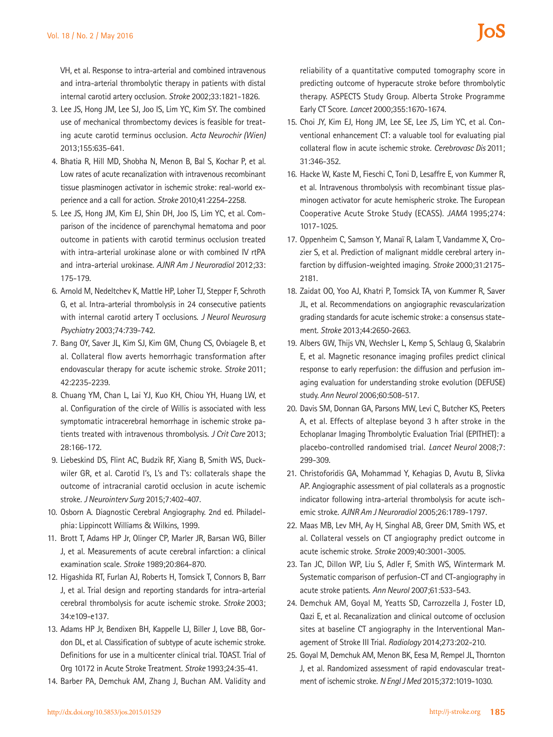VH, et al. Response to intra-arterial and combined intravenous and intra-arterial thrombolytic therapy in patients with distal internal carotid artery occlusion. *Stroke* 2002;33:1821-1826.

3. Lee JS, Hong JM, Lee SJ, Joo IS, Lim YC, Kim SY. The combined use of mechanical thrombectomy devices is feasible for treating acute carotid terminus occlusion. *Acta Neurochir (Wien)* 2013;155:635-641.
4. Bhatia R, Hill MD, Shobha N, Menon B, Bal S, Kochar P, et al. Low rates of acute recanalization with intravenous recombinant tissue plasminogen activator in ischemic stroke: real-world experience and a call for action. *Stroke* 2010;41:2254-2258.
5. Lee JS, Hong JM, Kim EJ, Shin DH, Joo IS, Lim YC, et al. Comparison of the incidence of parenchymal hematoma and poor outcome in patients with carotid terminus occlusion treated with intra-arterial urokinase alone or with combined IV rtPA and intra-arterial urokinase. *AJNR Am J Neuroradiol* 2012;33:175-179.
6. Arnold M, Nedeltchev K, Mattle HP, Loher TJ, Stepper F, Schroth G, et al. Intra-arterial thrombolysis in 24 consecutive patients with internal carotid artery T occlusions. *J Neurol Neurosurg Psychiatry* 2003;74:739-742.
7. Bang OY, Saver JL, Kim SJ, Kim GM, Chung CS, Ovbiagele B, et al. Collateral flow averts hemorrhagic transformation after endovascular therapy for acute ischemic stroke. *Stroke* 2011;42:2235-2239.
8. Chuang YM, Chan L, Lai YJ, Kuo KH, Chiou YH, Huang LW, et al. Configuration of the circle of Willis is associated with less symptomatic intracerebral hemorrhage in ischemic stroke patients treated with intravenous thrombolysis. *J Crit Care* 2013;28:166-172.
9. Liebeskind DS, Flint AC, Budzik RF, Xiang B, Smith WS, Duckwiler GR, et al. Carotid I's, L's and T's: collaterals shape the outcome of intracranial carotid occlusion in acute ischemic stroke. *J Neurointerv Surg* 2015;7:402-407.
10. Osborn A. Diagnostic Cerebral Angiography. 2nd ed. Philadelphia: Lippincott Williams & Wilkins, 1999.
11. Brott T, Adams HP Jr, Olinger CP, Marler JR, Barsan WG, Biller J, et al. Measurements of acute cerebral infarction: a clinical examination scale. *Stroke* 1989;20:864-870.
12. Higashida RT, Furlan AJ, Roberts H, Tomsick T, Connors B, Barr J, et al. Trial design and reporting standards for intra-arterial cerebral thrombolysis for acute ischemic stroke. *Stroke* 2003;34:e109-e137.
13. Adams HP Jr, Bendixen BH, Kappelle LJ, Biller J, Love BB, Gordon DL, et al. Classification of subtype of acute ischemic stroke. Definitions for use in a multicenter clinical trial. TOAST. Trial of Org 10172 in Acute Stroke Treatment. *Stroke* 1993;24:35-41.
14. Barber PA, Demchuk AM, Zhang J, Buchan AM. Validity and reliability of a quantitative computed tomography score in predicting outcome of hyperacute stroke before thrombolytic therapy. ASPECTS Study Group. Alberta Stroke Programme Early CT Score. *Lancet* 2000;355:1670-1674.
15. Choi JY, Kim EJ, Hong JM, Lee SE, Lee JS, Lim YC, et al. Conventional enhancement CT: a valuable tool for evaluating pial collateral flow in acute ischemic stroke. *Cerebrovasc Dis* 2011;31:346-352.
16. Hacke W, Kaste M, Fieschi C, Toni D, Lesaffre E, von Kummer R, et al. Intravenous thrombolysis with recombinant tissue plasminogen activator for acute hemispheric stroke. The European Cooperative Acute Stroke Study (ECASS). *JAMA* 1995;274:1017-1025.
17. Oppenheim C, Samson Y, Manaï R, Lalam T, Vandamme X, Crozier S, et al. Prediction of malignant middle cerebral artery infarction by diffusion-weighted imaging. *Stroke* 2000;31:2175-2181.
18. Zaidat OO, Yoo AJ, Khatri P, Tomsick TA, von Kummer R, Saver JL, et al. Recommendations on angiographic revascularization grading standards for acute ischemic stroke: a consensus statement. *Stroke* 2013;44:2650-2663.
19. Albers GW, Thijs VN, Wechsler L, Kemp S, Schlaug G, Skalabrin E, et al. Magnetic resonance imaging profiles predict clinical response to early reperfusion: the diffusion and perfusion imaging evaluation for understanding stroke evolution (DEFUSE) study. *Ann Neurol* 2006;60:508-517.
20. Davis SM, Donnan GA, Parsons MW, Levi C, Butcher KS, Peeters A, et al. Effects of alteplase beyond 3 h after stroke in the Echoplanar Imaging Thrombolytic Evaluation Trial (EPITHET): a placebo-controlled randomised trial. *Lancet Neurol* 2008;7:299-309.
21. Christoforidis GA, Mohammad Y, Kehagias D, Avutu B, Slivka AP. Angiographic assessment of pial collaterals as a prognostic indicator following intra-arterial thrombolysis for acute ischemic stroke. *AJNR Am J Neuroradiol* 2005;26:1789-1797.
22. Maas MB, Lev MH, Ay H, Singhal AB, Greer DM, Smith WS, et al. Collateral vessels on CT angiography predict outcome in acute ischemic stroke. *Stroke* 2009;40:3001-3005.
23. Tan JC, Dillon WP, Liu S, Adler F, Smith WS, Wintermark M. Systematic comparison of perfusion-CT and CT-angiography in acute stroke patients. *Ann Neurol* 2007;61:533-543.
24. Demchuk AM, Goyal M, Yeatts SD, Carrozzella J, Foster LD, Qazi E, et al. Recanalization and clinical outcome of occlusion sites at baseline CT angiography in the Interventional Management of Stroke III Trial. *Radiology* 2014;273:202-210.
25. Goyal M, Demchuk AM, Menon BK, Eesa M, Rempel JL, Thornton J, et al. Randomized assessment of rapid endovascular treatment of ischemic stroke. *N Engl J Med* 2015;372:1019-1030.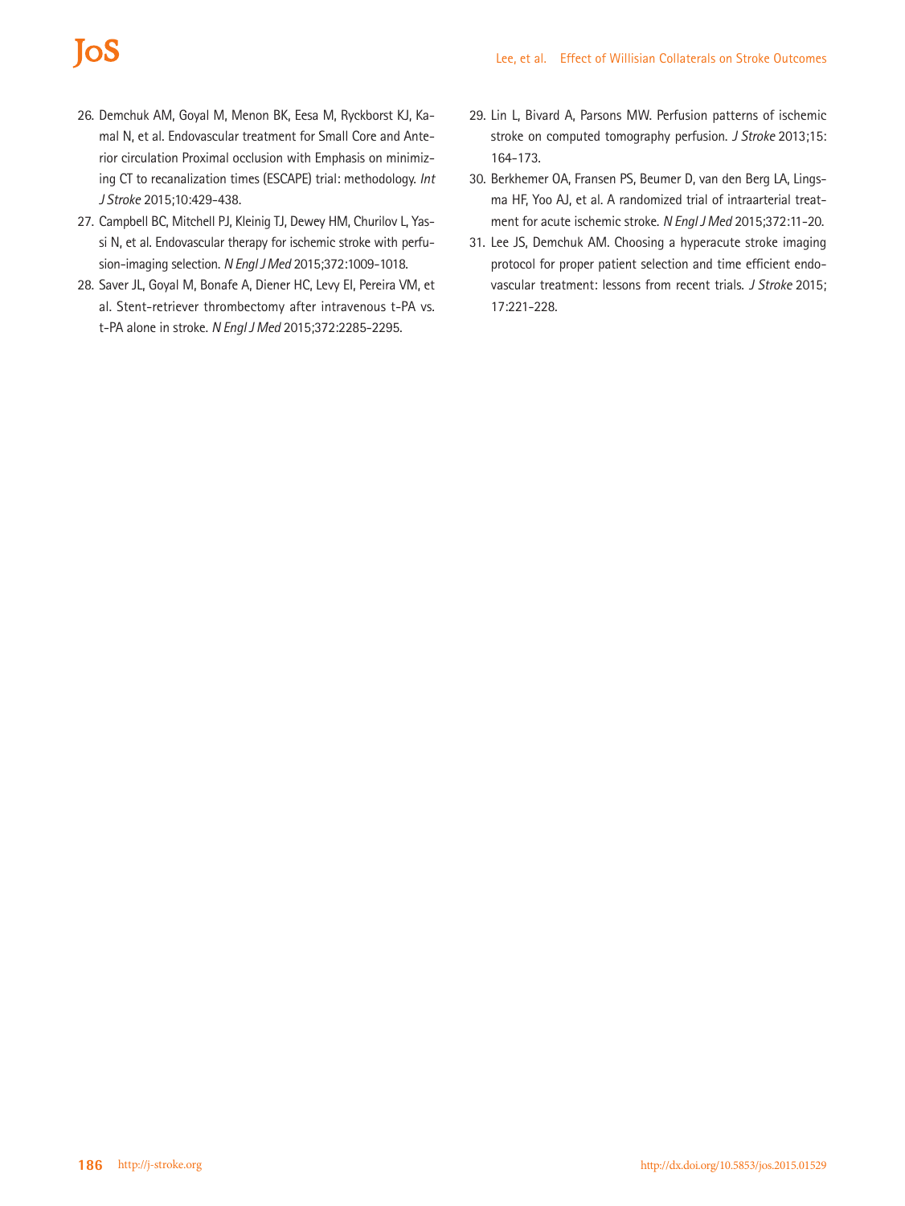26. Demchuk AM, Goyal M, Menon BK, Eesa M, Ryckborst KJ, Kamal N, et al. Endovascular treatment for Small Core and Anterior circulation Proximal occlusion with Emphasis on minimizing CT to recanalization times (ESCAPE) trial: methodology. *Int J Stroke* 2015;10:429-438.
27. Campbell BC, Mitchell PJ, Kleinig TJ, Dewey HM, Churilov L, Yassi N, et al. Endovascular therapy for ischemic stroke with perfusion-imaging selection. *N Engl J Med* 2015;372:1009-1018.
28. Saver JL, Goyal M, Bonafe A, Diener HC, Levy EI, Pereira VM, et al. Stent-retriever thrombectomy after intravenous t-PA vs. t-PA alone in stroke. *N Engl J Med* 2015;372:2285-2295.
29. Lin L, Bivard A, Parsons MW. Perfusion patterns of ischemic stroke on computed tomography perfusion. *J Stroke* 2013;15:164-173.
30. Berkhemer OA, Fransen PS, Beumer D, van den Berg LA, Lingsma HF, Yoo AJ, et al. A randomized trial of intraarterial treatment for acute ischemic stroke. *N Engl J Med* 2015;372:11-20.
31. Lee JS, Demchuk AM. Choosing a hyperacute stroke imaging protocol for proper patient selection and time efficient endovascular treatment: lessons from recent trials. *J Stroke* 2015;17:221-228.